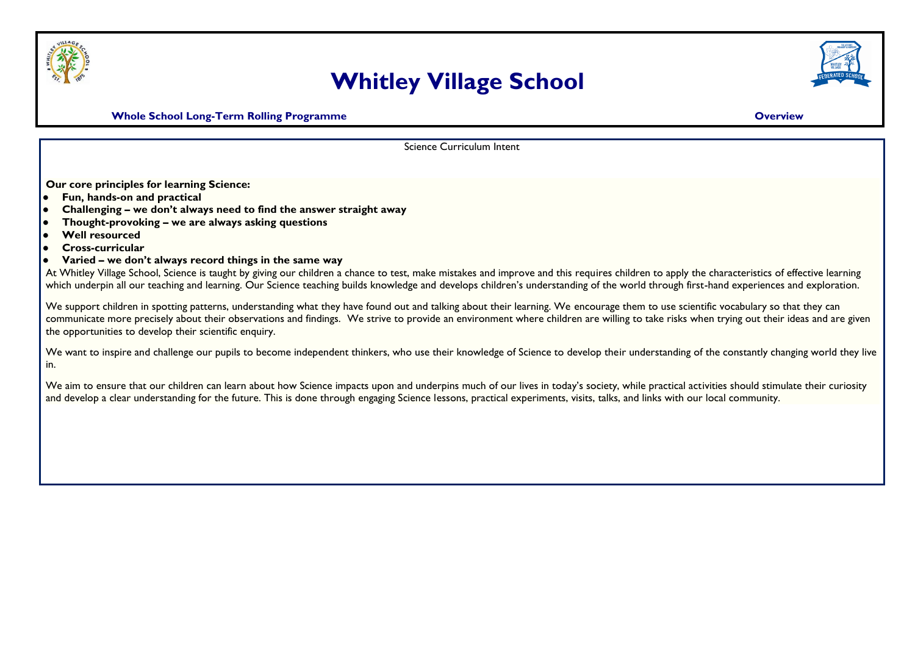# Whitley Village School

**Whole School Long-Term Rolling Programme** **Overview**

Science Curriculum Intent

**Our core principles for learning Science:**

- **Fun, hands-on and practical**
- **Challenging – we don't always need to find the answer straight away**
- **Thought-provoking – we are always asking questions**
- **Well resourced**
- **Cross-curricular**
- **Varied – we don't always record things in the same way**

At Whitley Village School, Science is taught by giving our children a chance to test, make mistakes and improve and this requires children to apply the characteristics of effective learning which underpin all our teaching and learning. Our Science teaching builds knowledge and develops children's understanding of the world through first-hand experiences and exploration.

We support children in spotting patterns, understanding what they have found out and talking about their learning. We encourage them to use scientific vocabulary so that they can communicate more precisely about their observations and findings. We strive to provide an environment where children are willing to take risks when trying out their ideas and are given the opportunities to develop their scientific enquiry.

We want to inspire and challenge our pupils to become independent thinkers, who use their knowledge of Science to develop their understanding of the constantly changing world they live in.

We aim to ensure that our children can learn about how Science impacts upon and underpins much of our lives in today's society, while practical activities should stimulate their curiosity and develop a clear understanding for the future. This is done through engaging Science lessons, practical experiments, visits, talks, and links with our local community.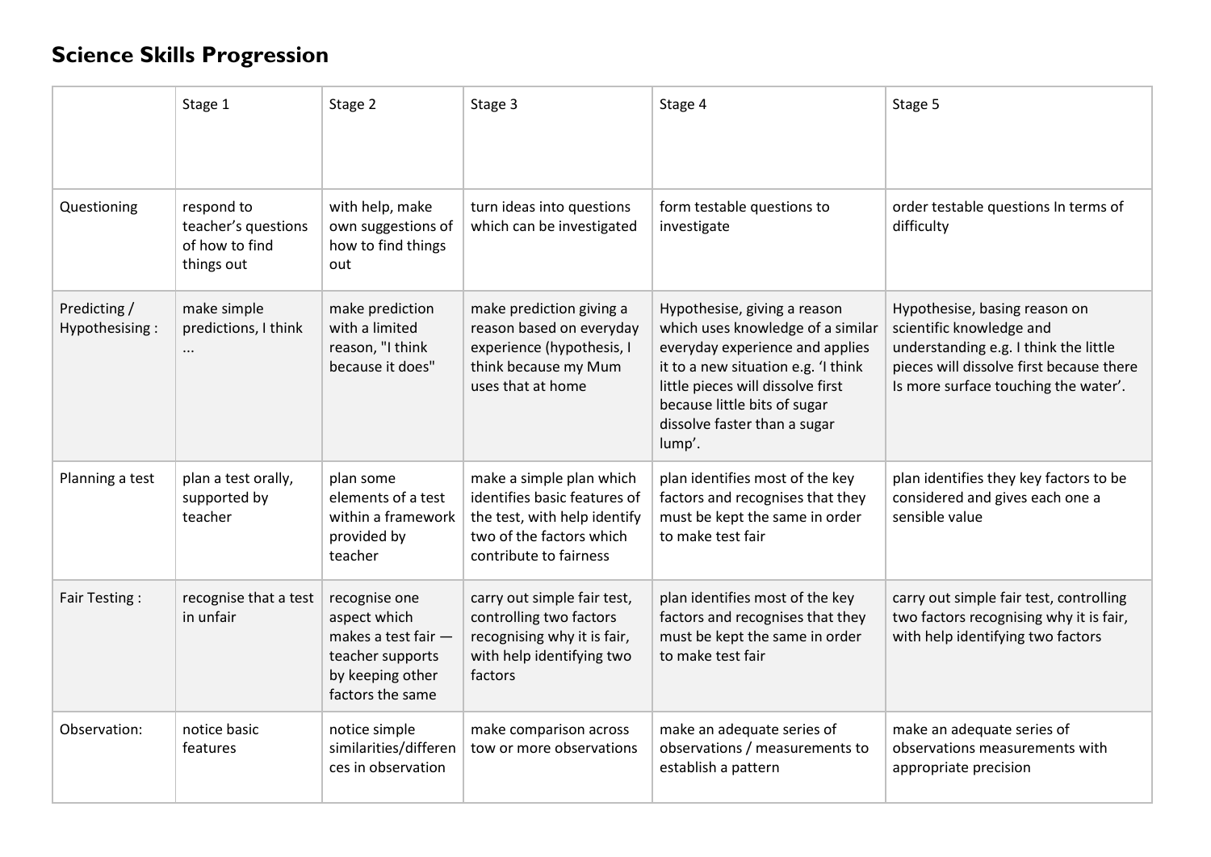# Science Skills Progression

| | Stage 1 | Stage 2 | Stage 3 | Stage 4 | Stage 5 |
|---|---|---|---|---|---|
| Questioning | respond to teacher's questions of how to find things out | with help, make own suggestions of how to find things out | turn ideas into questions which can be investigated | form testable questions to investigate | order testable questions In terms of difficulty |
| Predicting / Hypothesising : | make simple predictions, I think ... | make prediction with a limited reason, "I think because it does" | make prediction giving a reason based on everyday experience (hypothesis, I think because my Mum uses that at home | Hypothesise, giving a reason which uses knowledge of a similar everyday experience and applies it to a new situation e.g. 'I think little pieces will dissolve first because little bits of sugar dissolve faster than a sugar lump'. | Hypothesise, basing reason on scientific knowledge and understanding e.g. I think the little pieces will dissolve first because there Is more surface touching the water'. |
| Planning a test | plan a test orally, supported by teacher | plan some elements of a test within a framework provided by teacher | make a simple plan which identifies basic features of the test, with help identify two of the factors which contribute to fairness | plan identifies most of the key factors and recognises that they must be kept the same in order to make test fair | plan identifies they key factors to be considered and gives each one a sensible value |
| Fair Testing : | recognise that a test in unfair | recognise one aspect which makes a test fair — teacher supports by keeping other factors the same | carry out simple fair test, controlling two factors recognising why it is fair, with help identifying two factors | plan identifies most of the key factors and recognises that they must be kept the same in order to make test fair | carry out simple fair test, controlling two factors recognising why it is fair, with help identifying two factors |
| Observation: | notice basic features | notice simple similarities/differences in observation | make comparison across tow or more observations | make an adequate series of observations / measurements to establish a pattern | make an adequate series of observations measurements with appropriate precision |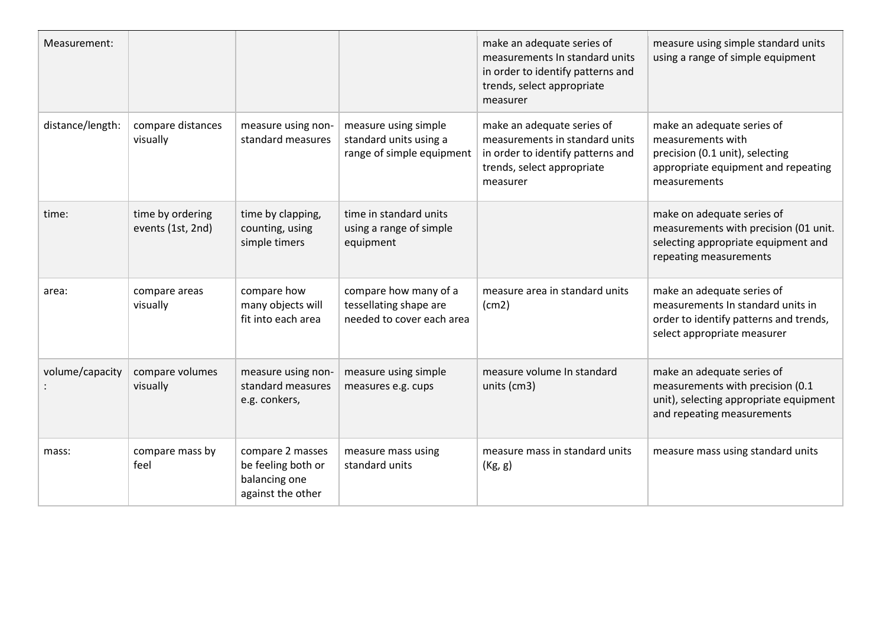| Measurement: | | | | make an adequate series of measurements In standard units in order to identify patterns and trends, select appropriate measurer | measure using simple standard units using a range of simple equipment |
|---|---|---|---|---|---|
| distance/length: | compare distances visually | measure using non-standard measures | measure using simple standard units using a range of simple equipment | make an adequate series of measurements in standard units in order to identify patterns and trends, select appropriate measurer | make an adequate series of measurements with precision (0.1 unit), selecting appropriate equipment and repeating measurements |
| time: | time by ordering events (1st, 2nd) | time by clapping, counting, using simple timers | time in standard units using a range of simple equipment | | make on adequate series of measurements with precision (01 unit. selecting appropriate equipment and repeating measurements |
| area: | compare areas visually | compare how many objects will fit into each area | compare how many of a tessellating shape are needed to cover each area | measure area in standard units (cm2) | make an adequate series of measurements In standard units in order to identify patterns and trends, select appropriate measurer |
| volume/capacity : | compare volumes visually | measure using non-standard measures e.g. conkers, | measure using simple measures e.g. cups | measure volume In standard units (cm3) | make an adequate series of measurements with precision (0.1 unit), selecting appropriate equipment and repeating measurements |
| mass: | compare mass by feel | compare 2 masses be feeling both or balancing one against the other | measure mass using standard units | measure mass in standard units (Kg, g) | measure mass using standard units |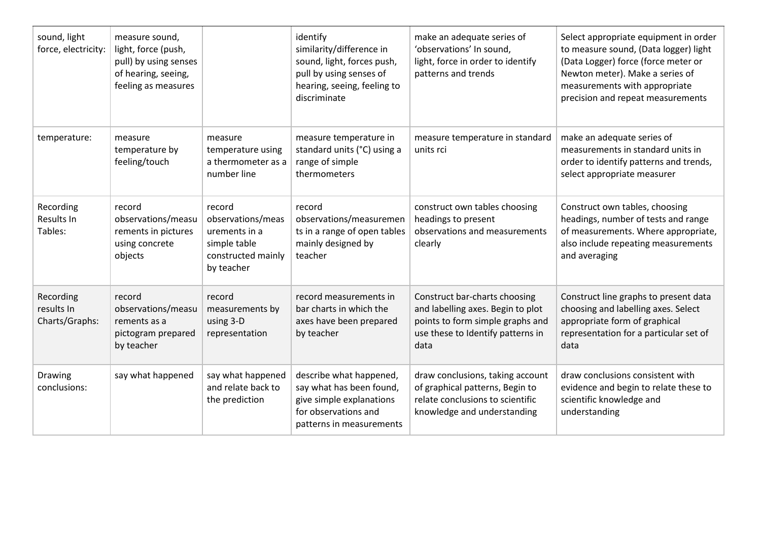| sound, light force, electricity: | measure sound, light, force (push, pull) by using senses of hearing, seeing, feeling as measures | | identify similarity/difference in sound, light, forces push, pull by using senses of hearing, seeing, feeling to discriminate | make an adequate series of 'observations' In sound, light, force in order to identify patterns and trends | Select appropriate equipment in order to measure sound, (Data logger) light (Data Logger) force (force meter or Newton meter). Make a series of measurements with appropriate precision and repeat measurements |
|---|---|---|---|---|---|
| temperature: | measure temperature by feeling/touch | measure temperature using a thermometer as a number line | measure temperature in standard units (°C) using a range of simple thermometers | measure temperature in standard units rci | make an adequate series of measurements in standard units in order to identify patterns and trends, select appropriate measurer |
| Recording Results In Tables: | record observations/measurements in pictures using concrete objects | record observations/measurements in a simple table constructed mainly by teacher | record observations/measurements in a range of open tables mainly designed by teacher | construct own tables choosing headings to present observations and measurements clearly | Construct own tables, choosing headings, number of tests and range of measurements. Where appropriate, also include repeating measurements and averaging |
| Recording results In Charts/Graphs: | record observations/measurements as a pictogram prepared by teacher | record measurements by using 3-D representation | record measurements in bar charts in which the axes have been prepared by teacher | Construct bar-charts choosing and labelling axes. Begin to plot points to form simple graphs and use these to Identify patterns in data | Construct line graphs to present data choosing and labelling axes. Select appropriate form of graphical representation for a particular set of data |
| Drawing conclusions: | say what happened | say what happened and relate back to the prediction | describe what happened, say what has been found, give simple explanations for observations and patterns in measurements | draw conclusions, taking account of graphical patterns, Begin to relate conclusions to scientific knowledge and understanding | draw conclusions consistent with evidence and begin to relate these to scientific knowledge and understanding |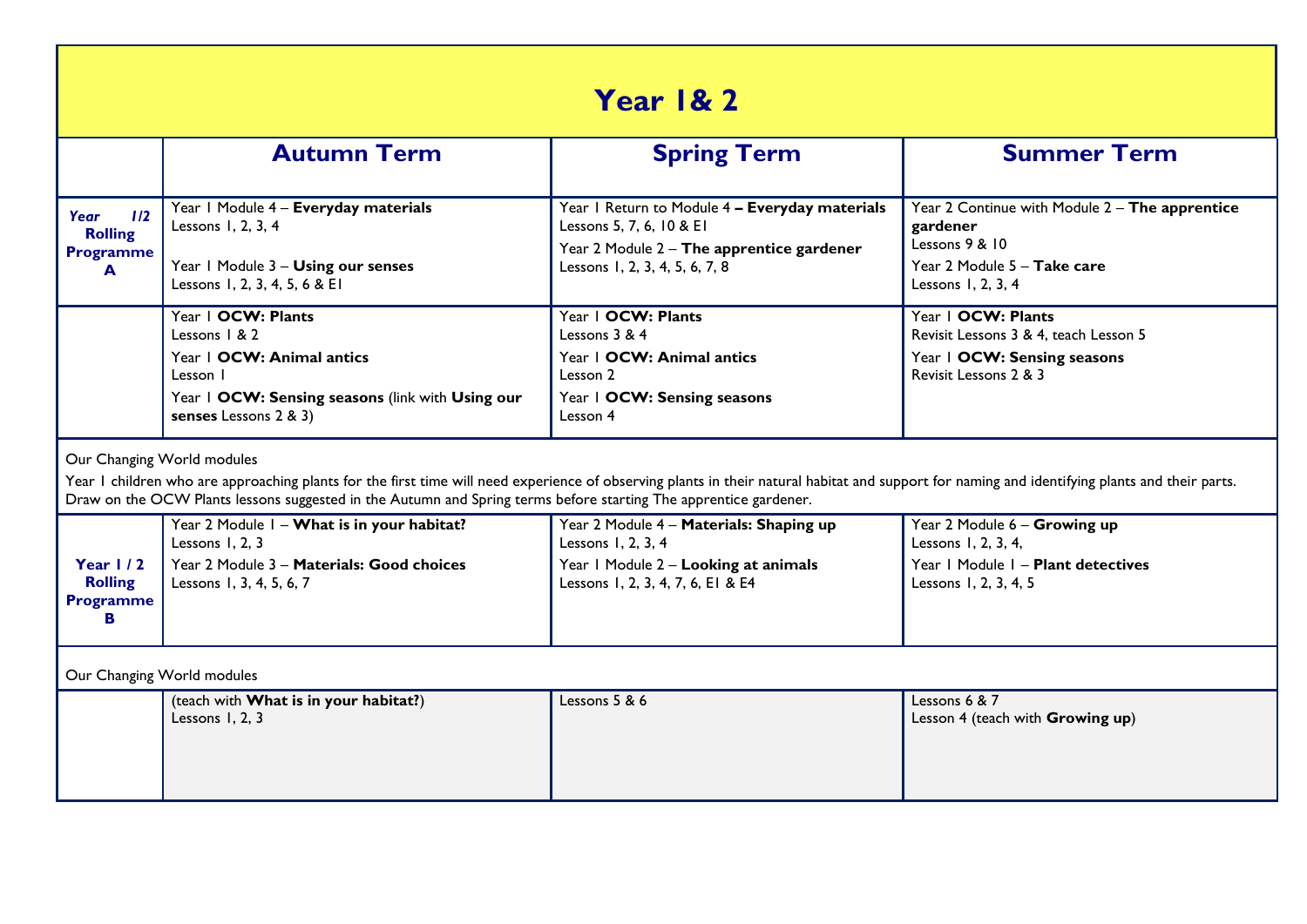# Year 1& 2

| | Autumn Term | Spring Term | Summer Term |
|---|---|---|---|
| ***Year 1/2 Rolling Programme A*** | Year 1 Module 4 – **Everyday materials**<br>Lessons 1, 2, 3, 4<br><br>Year 1 Module 3 – **Using our senses**<br>Lessons 1, 2, 3, 4, 5, 6 & E1 | Year 1 Return to Module 4 **– Everyday materials**<br>Lessons 5, 7, 6, 10 & E1<br>Year 2 Module 2 – **The apprentice gardener**<br>Lessons 1, 2, 3, 4, 5, 6, 7, 8 | Year 2 Continue with Module 2 – **The apprentice gardener**<br>Lessons 9 & 10<br>Year 2 Module 5 – **Take care**<br>Lessons 1, 2, 3, 4 |
| | Year 1 **OCW: Plants**<br>Lessons 1 & 2<br>Year 1 **OCW: Animal antics**<br>Lesson 1<br>Year 1 **OCW: Sensing seasons** (link with **Using our senses** Lessons 2 & 3) | Year 1 **OCW: Plants**<br>Lessons 3 & 4<br>Year 1 **OCW: Animal antics**<br>Lesson 2<br>Year 1 **OCW: Sensing seasons**<br>Lesson 4 | Year 1 **OCW: Plants**<br>Revisit Lessons 3 & 4, teach Lesson 5<br>Year 1 **OCW: Sensing seasons**<br>Revisit Lessons 2 & 3 |
| Our Changing World modules<br>Year 1 children who are approaching plants for the first time will need experience of observing plants in their natural habitat and support for naming and identifying plants and their parts. Draw on the OCW Plants lessons suggested in the Autumn and Spring terms before starting The apprentice gardener. | | | |
| **Year 1 / 2 Rolling Programme B** | Year 2 Module 1 – **What is in your habitat?**<br>Lessons 1, 2, 3<br>Year 2 Module 3 – **Materials: Good choices**<br>Lessons 1, 3, 4, 5, 6, 7 | Year 2 Module 4 – **Materials: Shaping up**<br>Lessons 1, 2, 3, 4<br>Year 1 Module 2 – **Looking at animals**<br>Lessons 1, 2, 3, 4, 7, 6, E1 & E4 | Year 2 Module 6 – **Growing up**<br>Lessons 1, 2, 3, 4,<br>Year 1 Module 1 – **Plant detectives**<br>Lessons 1, 2, 3, 4, 5 |
| Our Changing World modules | | | |
| | (teach with **What is in your habitat?**)<br>Lessons 1, 2, 3 | Lessons 5 & 6 | Lessons 6 & 7<br>Lesson 4 (teach with **Growing up**) |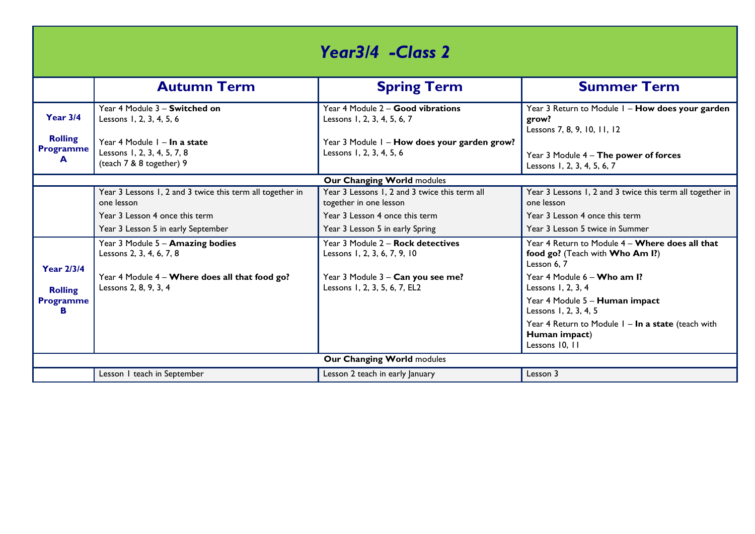# *Year3/4 -Class 2*

| | Autumn Term | Spring Term | Summer Term |
|---|---|---|---|
| **Year 3/4 Rolling Programme A** | Year 4 Module 3 – **Switched on** Lessons 1, 2, 3, 4, 5, 6<br><br>Year 4 Module 1 – **In a state** Lessons 1, 2, 3, 4, 5, 7, 8 (teach 7 & 8 together) 9 | Year 4 Module 2 – **Good vibrations** Lessons 1, 2, 3, 4, 5, 6, 7<br><br>Year 3 Module 1 – **How does your garden grow?** Lessons 1, 2, 3, 4, 5, 6 | Year 3 Return to Module 1 – **How does your garden grow?** Lessons 7, 8, 9, 10, 11, 12<br><br>Year 3 Module 4 – **The power of forces** Lessons 1, 2, 3, 4, 5, 6, 7 |
| **Our Changing World** modules | | | |
| | Year 3 Lessons 1, 2 and 3 twice this term all together in one lesson | Year 3 Lessons 1, 2 and 3 twice this term all together in one lesson | Year 3 Lessons 1, 2 and 3 twice this term all together in one lesson |
| | Year 3 Lesson 4 once this term | Year 3 Lesson 4 once this term | Year 3 Lesson 4 once this term |
| | Year 3 Lesson 5 in early September | Year 3 Lesson 5 in early Spring | Year 3 Lesson 5 twice in Summer |
| **Year 2/3/4 Rolling Programme B** | Year 3 Module 5 – **Amazing bodies** Lessons 2, 3, 4, 6, 7, 8<br><br>Year 4 Module 4 – **Where does all that food go?** Lessons 2, 8, 9, 3, 4 | Year 3 Module 2 – **Rock detectives** Lessons 1, 2, 3, 6, 7, 9, 10<br><br>Year 3 Module 3 – **Can you see me?** Lessons 1, 2, 3, 5, 6, 7, EL2 | Year 4 Return to Module 4 – **Where does all that food go?** (Teach with **Who Am I?**) Lesson 6, 7<br><br>Year 4 Module 6 – **Who am I?** Lessons 1, 2, 3, 4<br><br>Year 4 Module 5 – **Human impact** Lessons 1, 2, 3, 4, 5<br><br>Year 4 Return to Module 1 – **In a state** (teach with **Human impact**) Lessons 10, 11 |
| **Our Changing World** modules | | | |
| | Lesson 1 teach in September | Lesson 2 teach in early January | Lesson 3 |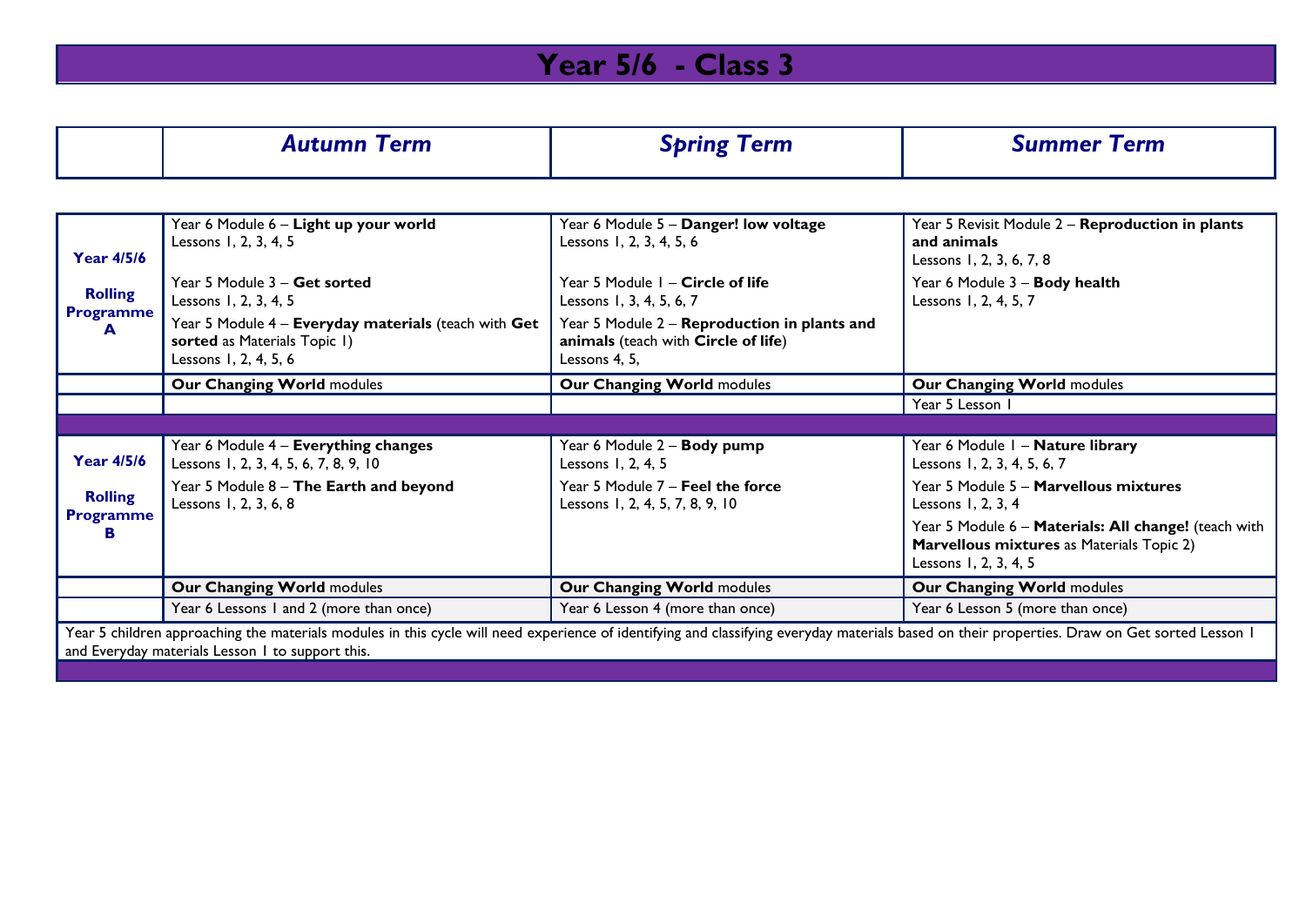# Year 5/6 - Class 3

| | *Autumn Term* | *Spring Term* | *Summer Term* |
|---|---|---|---|
| **Year 4/5/6**<br><br>**Rolling Programme A** | Year 6 Module 6 – **Light up your world**<br>Lessons 1, 2, 3, 4, 5<br><br>Year 5 Module 3 – **Get sorted**<br>Lessons 1, 2, 3, 4, 5<br><br>Year 5 Module 4 – **Everyday materials** (teach with **Get sorted** as Materials Topic 1)<br>Lessons 1, 2, 4, 5, 6 | Year 6 Module 5 – **Danger! low voltage**<br>Lessons 1, 2, 3, 4, 5, 6<br><br>Year 5 Module 1 – **Circle of life**<br>Lessons 1, 3, 4, 5, 6, 7<br><br>Year 5 Module 2 – **Reproduction in plants and animals** (teach with **Circle of life**)<br>Lessons 4, 5, | Year 5 Revisit Module 2 – **Reproduction in plants and animals**<br>Lessons 1, 2, 3, 6, 7, 8<br><br>Year 6 Module 3 – **Body health**<br>Lessons 1, 2, 4, 5, 7 |
| | **Our Changing World** modules | **Our Changing World** modules | **Our Changing World** modules |
| | | | Year 5 Lesson 1 |
| **Year 4/5/6**<br><br>**Rolling Programme B** | Year 6 Module 4 – **Everything changes**<br>Lessons 1, 2, 3, 4, 5, 6, 7, 8, 9, 10<br><br>Year 5 Module 8 – **The Earth and beyond**<br>Lessons 1, 2, 3, 6, 8 | Year 6 Module 2 – **Body pump**<br>Lessons 1, 2, 4, 5<br><br>Year 5 Module 7 – **Feel the force**<br>Lessons 1, 2, 4, 5, 7, 8, 9, 10 | Year 6 Module 1 – **Nature library**<br>Lessons 1, 2, 3, 4, 5, 6, 7<br><br>Year 5 Module 5 – **Marvellous mixtures**<br>Lessons 1, 2, 3, 4<br><br>Year 5 Module 6 – **Materials: All change!** (teach with **Marvellous mixtures** as Materials Topic 2)<br>Lessons 1, 2, 3, 4, 5 |
| | **Our Changing World** modules | **Our Changing World** modules | **Our Changing World** modules |
| | Year 6 Lessons 1 and 2 (more than once) | Year 6 Lesson 4 (more than once) | Year 6 Lesson 5 (more than once) |

Year 5 children approaching the materials modules in this cycle will need experience of identifying and classifying everyday materials based on their properties. Draw on Get sorted Lesson 1 and Everyday materials Lesson 1 to support this.